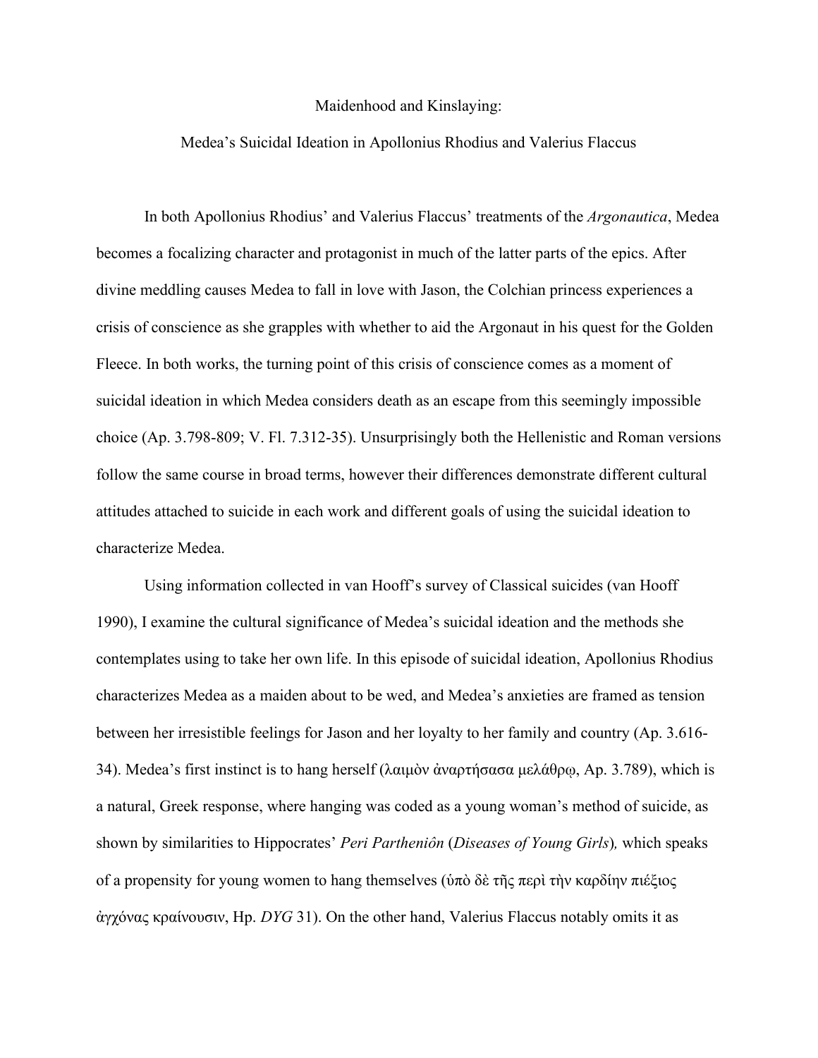# Maidenhood and Kinslaying:

## Medea's Suicidal Ideation in Apollonius Rhodius and Valerius Flaccus

In both Apollonius Rhodius' and Valerius Flaccus' treatments of the *Argonautica*, Medea becomes a focalizing character and protagonist in much of the latter parts of the epics. After divine meddling causes Medea to fall in love with Jason, the Colchian princess experiences a crisis of conscience as she grapples with whether to aid the Argonaut in his quest for the Golden Fleece. In both works, the turning point of this crisis of conscience comes as a moment of suicidal ideation in which Medea considers death as an escape from this seemingly impossible choice (Ap. 3.798-809; V. Fl. 7.312-35). Unsurprisingly both the Hellenistic and Roman versions follow the same course in broad terms, however their differences demonstrate different cultural attitudes attached to suicide in each work and different goals of using the suicidal ideation to characterize Medea.

Using information collected in van Hooff's survey of Classical suicides (van Hooff 1990), I examine the cultural significance of Medea's suicidal ideation and the methods she contemplates using to take her own life. In this episode of suicidal ideation, Apollonius Rhodius characterizes Medea as a maiden about to be wed, and Medea's anxieties are framed as tension between her irresistible feelings for Jason and her loyalty to her family and country (Ap. 3.616-34). Medea's first instinct is to hang herself (λαιμὸν ἀναρτήσασα μελάθρῳ, Ap. 3.789), which is a natural, Greek response, where hanging was coded as a young woman's method of suicide, as shown by similarities to Hippocrates' *Peri Partheniôn* (*Diseases of Young Girls*), which speaks of a propensity for young women to hang themselves (ὑπὸ δὲ τῆς περὶ τὴν καρδίην πιέξιος ἀγχόνας κραίνουσιν, Hp. *DYG* 31). On the other hand, Valerius Flaccus notably omits it as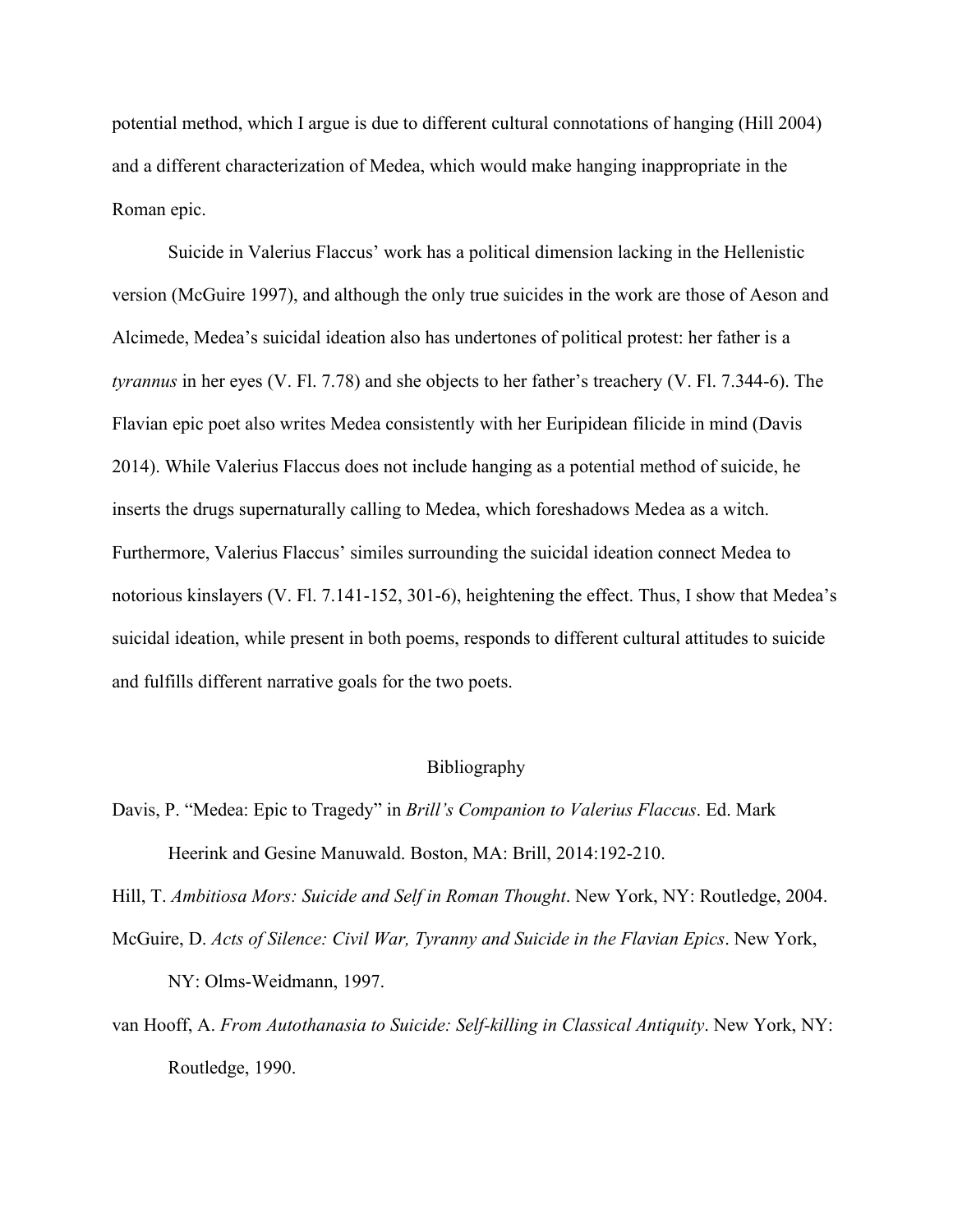potential method, which I argue is due to different cultural connotations of hanging (Hill 2004) and a different characterization of Medea, which would make hanging inappropriate in the Roman epic.

Suicide in Valerius Flaccus' work has a political dimension lacking in the Hellenistic version (McGuire 1997), and although the only true suicides in the work are those of Aeson and Alcimede, Medea's suicidal ideation also has undertones of political protest: her father is a *tyrannus* in her eyes (V. Fl. 7.78) and she objects to her father's treachery (V. Fl. 7.344-6). The Flavian epic poet also writes Medea consistently with her Euripidean filicide in mind (Davis 2014). While Valerius Flaccus does not include hanging as a potential method of suicide, he inserts the drugs supernaturally calling to Medea, which foreshadows Medea as a witch. Furthermore, Valerius Flaccus' similes surrounding the suicidal ideation connect Medea to notorious kinslayers (V. Fl. 7.141-152, 301-6), heightening the effect. Thus, I show that Medea's suicidal ideation, while present in both poems, responds to different cultural attitudes to suicide and fulfills different narrative goals for the two poets.

## Bibliography

Davis, P. "Medea: Epic to Tragedy" in *Brill's Companion to Valerius Flaccus*. Ed. Mark Heerink and Gesine Manuwald. Boston, MA: Brill, 2014:192-210.

Hill, T. *Ambitiosa Mors: Suicide and Self in Roman Thought*. New York, NY: Routledge, 2004.

McGuire, D. *Acts of Silence: Civil War, Tyranny and Suicide in the Flavian Epics*. New York, NY: Olms-Weidmann, 1997.

van Hooff, A. *From Autothanasia to Suicide: Self-killing in Classical Antiquity*. New York, NY: Routledge, 1990.